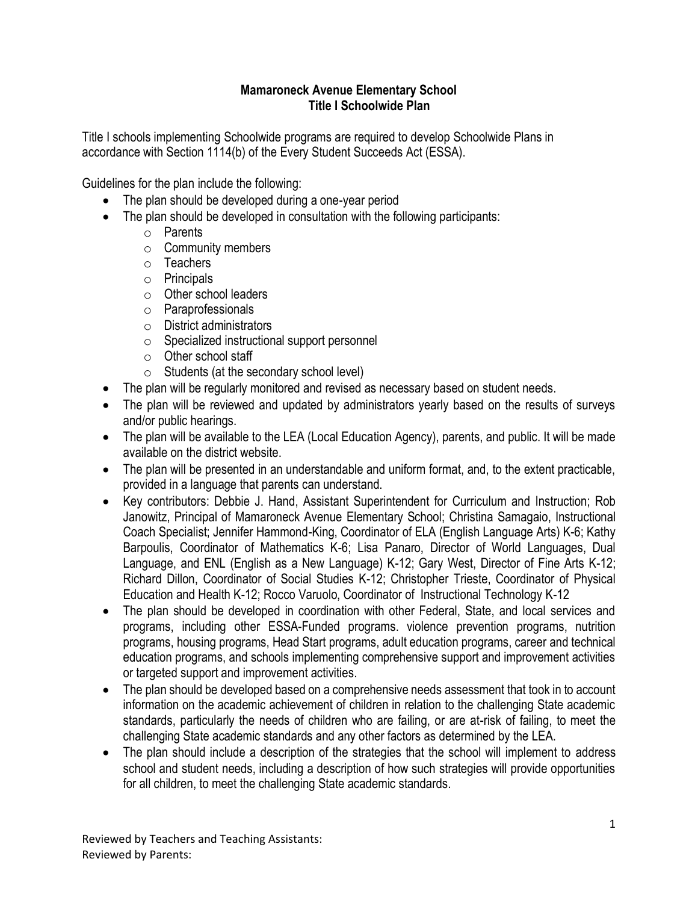# Mamaroneck Avenue Elementary School
## Title I Schoolwide Plan

Title I schools implementing Schoolwide programs are required to develop Schoolwide Plans in accordance with Section 1114(b) of the Every Student Succeeds Act (ESSA).

Guidelines for the plan include the following:

- The plan should be developed during a one-year period
- The plan should be developed in consultation with the following participants:
  - Parents
  - Community members
  - Teachers
  - Principals
  - Other school leaders
  - Paraprofessionals
  - District administrators
  - Specialized instructional support personnel
  - Other school staff
  - Students (at the secondary school level)
- The plan will be regularly monitored and revised as necessary based on student needs.
- The plan will be reviewed and updated by administrators yearly based on the results of surveys and/or public hearings.
- The plan will be available to the LEA (Local Education Agency), parents, and public. It will be made available on the district website.
- The plan will be presented in an understandable and uniform format, and, to the extent practicable, provided in a language that parents can understand.
- Key contributors: Debbie J. Hand, Assistant Superintendent for Curriculum and Instruction; Rob Janowitz, Principal of Mamaroneck Avenue Elementary School; Christina Samagaio, Instructional Coach Specialist; Jennifer Hammond-King, Coordinator of ELA (English Language Arts) K-6; Kathy Barpoulis, Coordinator of Mathematics K-6; Lisa Panaro, Director of World Languages, Dual Language, and ENL (English as a New Language) K-12; Gary West, Director of Fine Arts K-12; Richard Dillon, Coordinator of Social Studies K-12; Christopher Trieste, Coordinator of Physical Education and Health K-12; Rocco Varuolo, Coordinator of Instructional Technology K-12
- The plan should be developed in coordination with other Federal, State, and local services and programs, including other ESSA-Funded programs. violence prevention programs, nutrition programs, housing programs, Head Start programs, adult education programs, career and technical education programs, and schools implementing comprehensive support and improvement activities or targeted support and improvement activities.
- The plan should be developed based on a comprehensive needs assessment that took in to account information on the academic achievement of children in relation to the challenging State academic standards, particularly the needs of children who are failing, or are at-risk of failing, to meet the challenging State academic standards and any other factors as determined by the LEA.
- The plan should include a description of the strategies that the school will implement to address school and student needs, including a description of how such strategies will provide opportunities for all children, to meet the challenging State academic standards.

Reviewed by Teachers and Teaching Assistants:
Reviewed by Parents: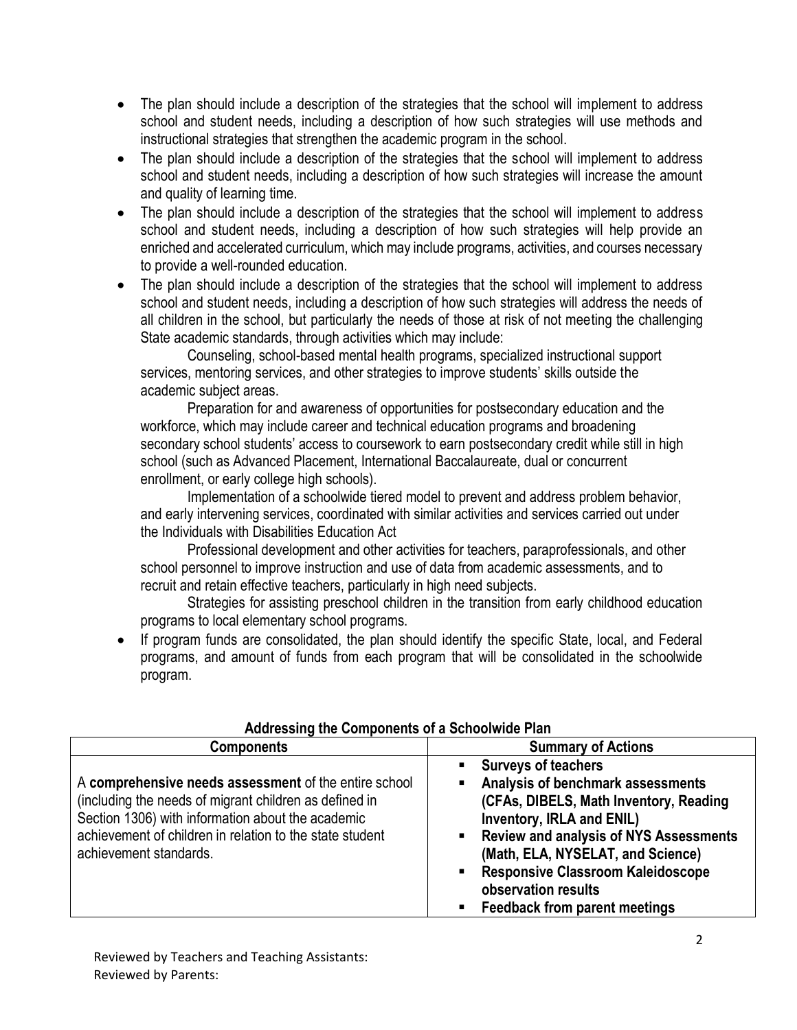- The plan should include a description of the strategies that the school will implement to address school and student needs, including a description of how such strategies will use methods and instructional strategies that strengthen the academic program in the school.
- The plan should include a description of the strategies that the school will implement to address school and student needs, including a description of how such strategies will increase the amount and quality of learning time.
- The plan should include a description of the strategies that the school will implement to address school and student needs, including a description of how such strategies will help provide an enriched and accelerated curriculum, which may include programs, activities, and courses necessary to provide a well-rounded education.
- The plan should include a description of the strategies that the school will implement to address school and student needs, including a description of how such strategies will address the needs of all children in the school, but particularly the needs of those at risk of not meeting the challenging State academic standards, through activities which may include:

  Counseling, school-based mental health programs, specialized instructional support services, mentoring services, and other strategies to improve students' skills outside the academic subject areas.

  Preparation for and awareness of opportunities for postsecondary education and the workforce, which may include career and technical education programs and broadening secondary school students' access to coursework to earn postsecondary credit while still in high school (such as Advanced Placement, International Baccalaureate, dual or concurrent enrollment, or early college high schools).

  Implementation of a schoolwide tiered model to prevent and address problem behavior, and early intervening services, coordinated with similar activities and services carried out under the Individuals with Disabilities Education Act

  Professional development and other activities for teachers, paraprofessionals, and other school personnel to improve instruction and use of data from academic assessments, and to recruit and retain effective teachers, particularly in high need subjects.

  Strategies for assisting preschool children in the transition from early childhood education programs to local elementary school programs.
- If program funds are consolidated, the plan should identify the specific State, local, and Federal programs, and amount of funds from each program that will be consolidated in the schoolwide program.

**Addressing the Components of a Schoolwide Plan**

| Components | Summary of Actions |
|---|---|
| A **comprehensive needs assessment** of the entire school (including the needs of migrant children as defined in Section 1306) with information about the academic achievement of children in relation to the state student achievement standards. | ▪ **Surveys of teachers**<br>▪ **Analysis of benchmark assessments (CFAs, DIBELS, Math Inventory, Reading Inventory, IRLA and ENIL)**<br>▪ **Review and analysis of NYS Assessments (Math, ELA, NYSELAT, and Science)**<br>▪ **Responsive Classroom Kaleidoscope observation results**<br>▪ **Feedback from parent meetings** |

Reviewed by Teachers and Teaching Assistants:
Reviewed by Parents: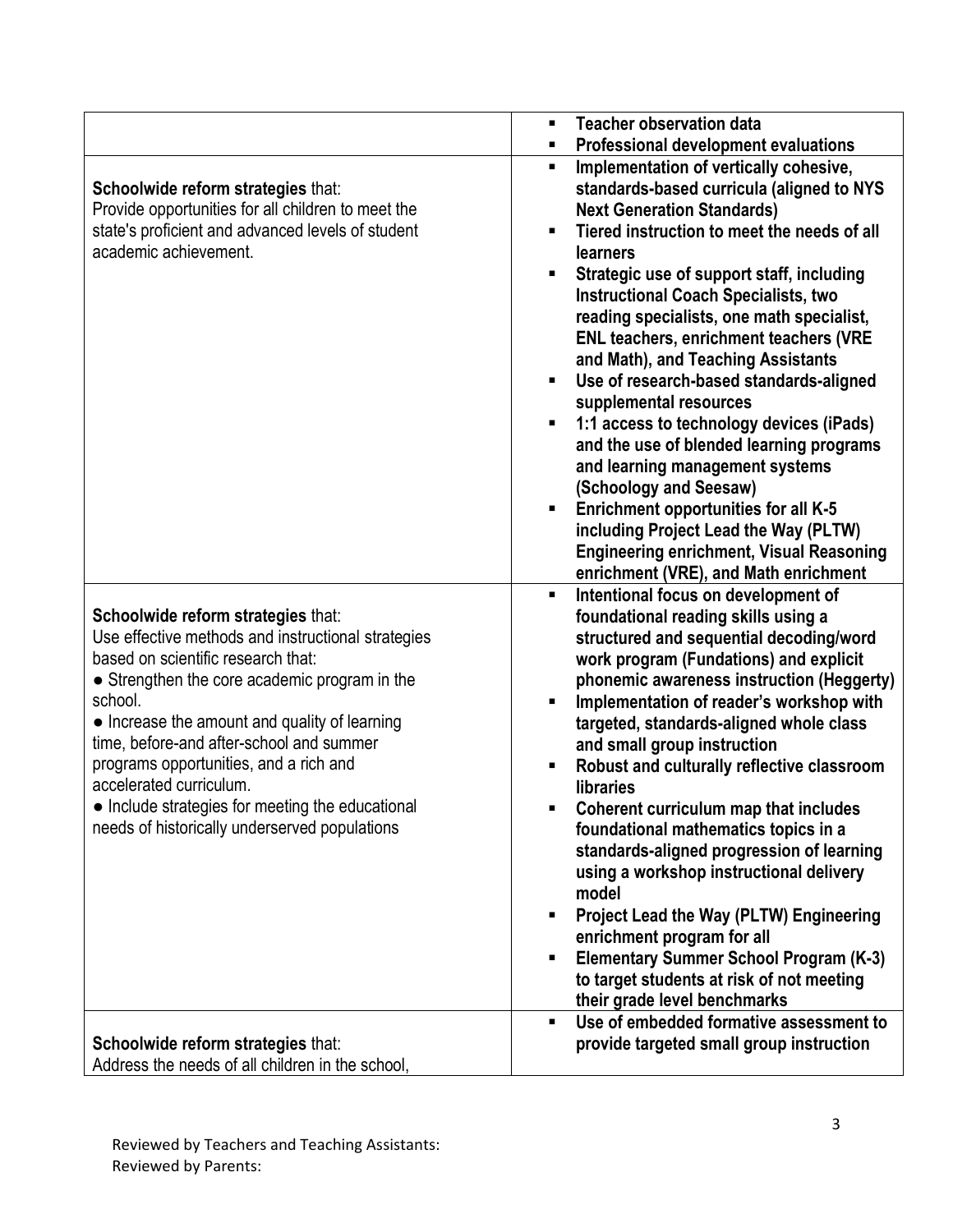| | |
|---|---|
| | ▪ **Teacher observation data**<br>▪ **Professional development evaluations** |
| **Schoolwide reform strategies** that:<br>Provide opportunities for all children to meet the state's proficient and advanced levels of student academic achievement. | ▪ **Implementation of vertically cohesive, standards-based curricula (aligned to NYS Next Generation Standards)**<br>▪ **Tiered instruction to meet the needs of all learners**<br>▪ **Strategic use of support staff, including Instructional Coach Specialists, two reading specialists, one math specialist, ENL teachers, enrichment teachers (VRE and Math), and Teaching Assistants**<br>▪ **Use of research-based standards-aligned supplemental resources**<br>▪ **1:1 access to technology devices (iPads) and the use of blended learning programs and learning management systems (Schoology and Seesaw)**<br>▪ **Enrichment opportunities for all K-5 including Project Lead the Way (PLTW) Engineering enrichment, Visual Reasoning enrichment (VRE), and Math enrichment** |
| **Schoolwide reform strategies** that:<br>Use effective methods and instructional strategies based on scientific research that:<br>● Strengthen the core academic program in the school.<br>● Increase the amount and quality of learning time, before-and after-school and summer programs opportunities, and a rich and accelerated curriculum.<br>● Include strategies for meeting the educational needs of historically underserved populations | ▪ **Intentional focus on development of foundational reading skills using a structured and sequential decoding/word work program (Fundations) and explicit phonemic awareness instruction (Heggerty)**<br>▪ **Implementation of reader's workshop with targeted, standards-aligned whole class and small group instruction**<br>▪ **Robust and culturally reflective classroom libraries**<br>▪ **Coherent curriculum map that includes foundational mathematics topics in a standards-aligned progression of learning using a workshop instructional delivery model**<br>▪ **Project Lead the Way (PLTW) Engineering enrichment program for all**<br>▪ **Elementary Summer School Program (K-3) to target students at risk of not meeting their grade level benchmarks** |
| **Schoolwide reform strategies** that:<br>Address the needs of all children in the school, | ▪ **Use of embedded formative assessment to provide targeted small group instruction** |

Reviewed by Teachers and Teaching Assistants:
Reviewed by Parents: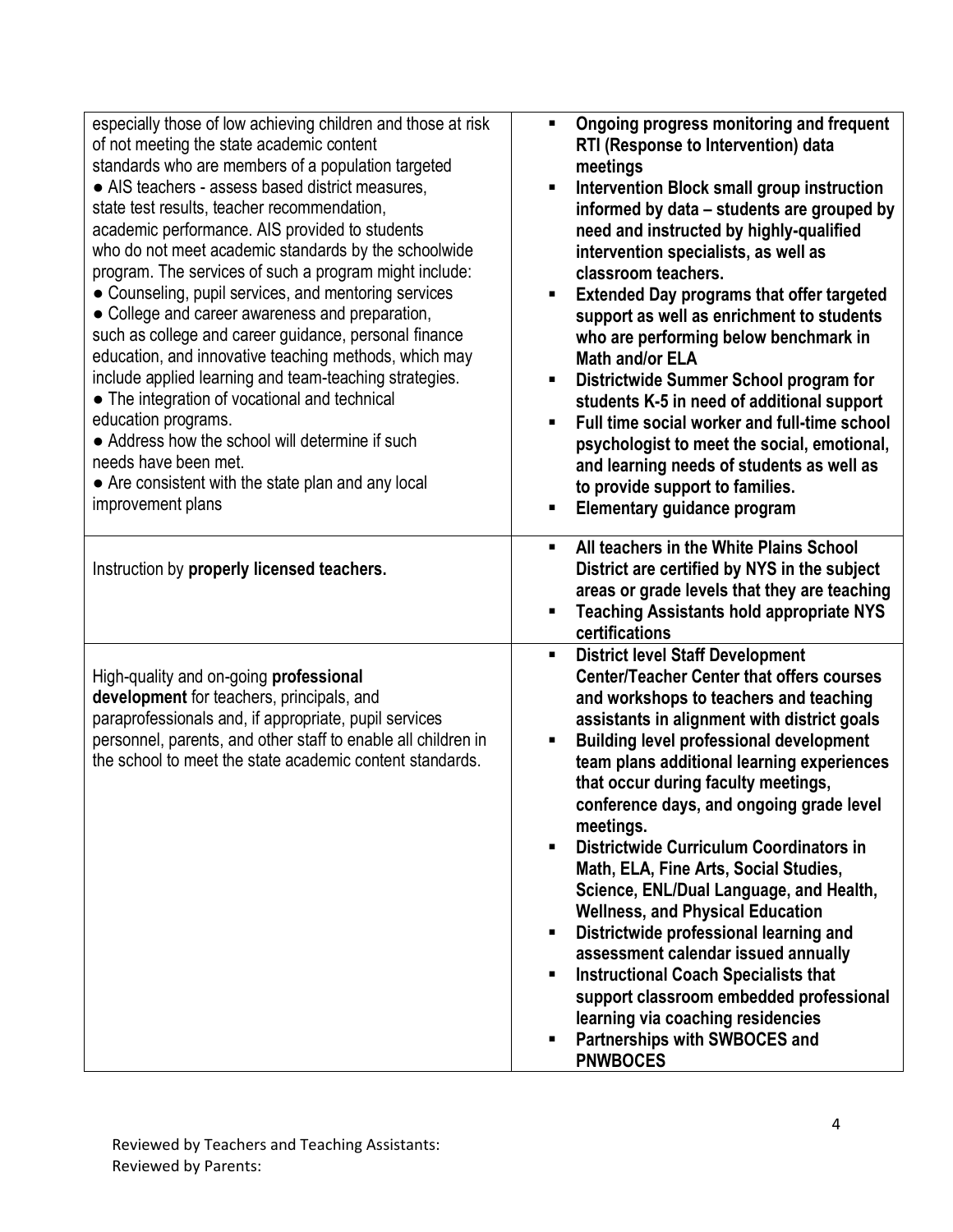| | |
|---|---|
| especially those of low achieving children and those at risk of not meeting the state academic content standards who are members of a population targeted<br>● AIS teachers - assess based district measures, state test results, teacher recommendation, academic performance. AIS provided to students who do not meet academic standards by the schoolwide program. The services of such a program might include:<br>● Counseling, pupil services, and mentoring services<br>● College and career awareness and preparation, such as college and career guidance, personal finance education, and innovative teaching methods, which may include applied learning and team-teaching strategies.<br>● The integration of vocational and technical education programs.<br>● Address how the school will determine if such needs have been met.<br>● Are consistent with the state plan and any local improvement plans | ▪ **Ongoing progress monitoring and frequent RTI (Response to Intervention) data meetings**<br>▪ **Intervention Block small group instruction informed by data – students are grouped by need and instructed by highly-qualified intervention specialists, as well as classroom teachers.**<br>▪ **Extended Day programs that offer targeted support as well as enrichment to students who are performing below benchmark in Math and/or ELA**<br>▪ **Districtwide Summer School program for students K-5 in need of additional support**<br>▪ **Full time social worker and full-time school psychologist to meet the social, emotional, and learning needs of students as well as to provide support to families.**<br>▪ **Elementary guidance program** |
| Instruction by **properly licensed teachers.** | ▪ **All teachers in the White Plains School District are certified by NYS in the subject areas or grade levels that they are teaching**<br>▪ **Teaching Assistants hold appropriate NYS certifications** |
| High-quality and on-going **professional development** for teachers, principals, and paraprofessionals and, if appropriate, pupil services personnel, parents, and other staff to enable all children in the school to meet the state academic content standards. | ▪ **District level Staff Development Center/Teacher Center that offers courses and workshops to teachers and teaching assistants in alignment with district goals**<br>▪ **Building level professional development team plans additional learning experiences that occur during faculty meetings, conference days, and ongoing grade level meetings.**<br>▪ **Districtwide Curriculum Coordinators in Math, ELA, Fine Arts, Social Studies, Science, ENL/Dual Language, and Health, Wellness, and Physical Education**<br>▪ **Districtwide professional learning and assessment calendar issued annually**<br>▪ **Instructional Coach Specialists that support classroom embedded professional learning via coaching residencies**<br>▪ **Partnerships with SWBOCES and PNWBOCES** |

Reviewed by Teachers and Teaching Assistants:
Reviewed by Parents: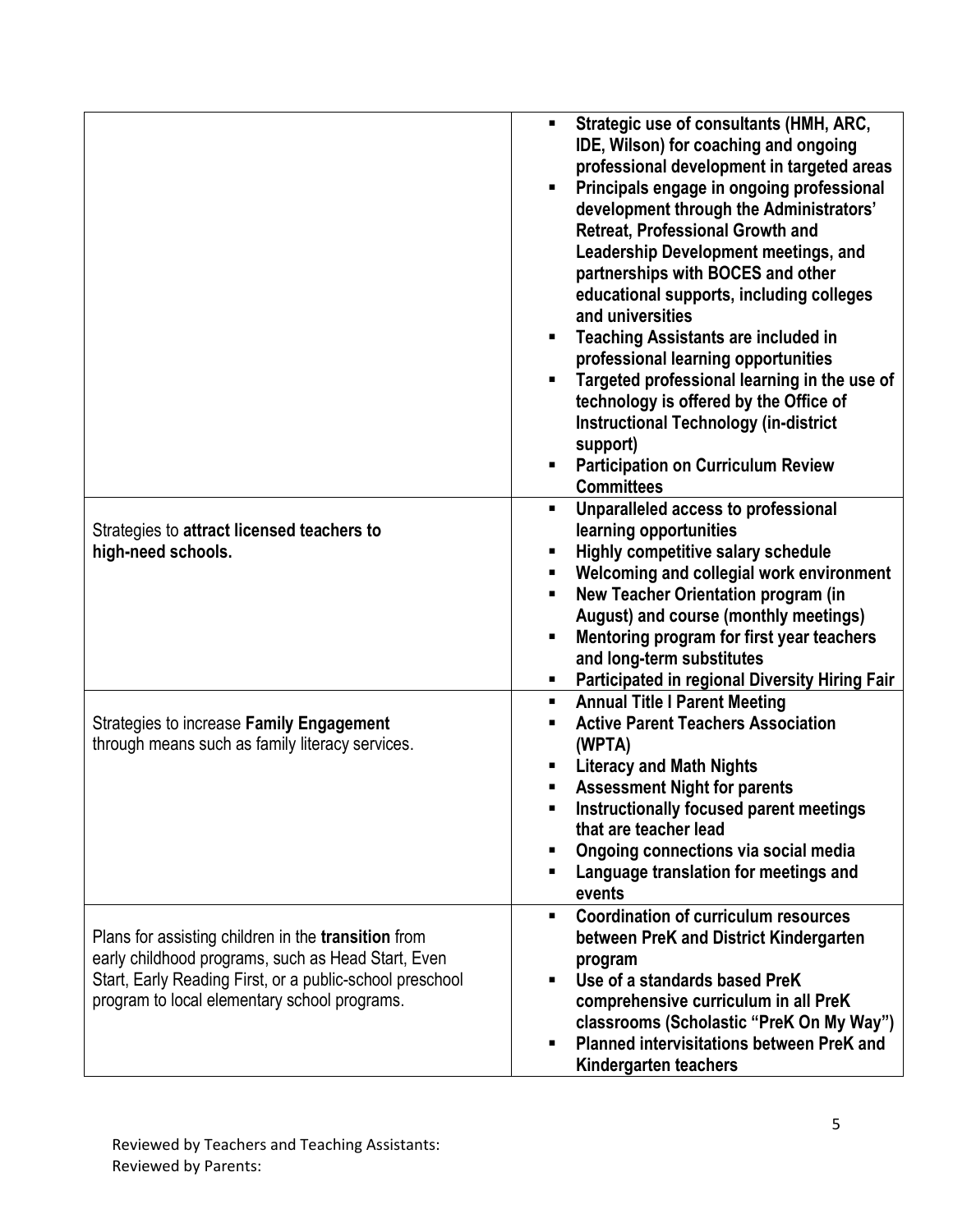| | |
|---|---|
| | <ul><li>**Strategic use of consultants (HMH, ARC, IDE, Wilson) for coaching and ongoing professional development in targeted areas**</li><li>**Principals engage in ongoing professional development through the Administrators' Retreat, Professional Growth and Leadership Development meetings, and partnerships with BOCES and other educational supports, including colleges and universities**</li><li>**Teaching Assistants are included in professional learning opportunities**</li><li>**Targeted professional learning in the use of technology is offered by the Office of Instructional Technology (in-district support)**</li><li>**Participation on Curriculum Review Committees**</li></ul> |
| Strategies to **attract licensed teachers to high-need schools.** | <ul><li>**Unparalleled access to professional learning opportunities**</li><li>**Highly competitive salary schedule**</li><li>**Welcoming and collegial work environment**</li><li>**New Teacher Orientation program (in August) and course (monthly meetings)**</li><li>**Mentoring program for first year teachers and long-term substitutes**</li><li>**Participated in regional Diversity Hiring Fair**</li></ul> |
| Strategies to increase **Family Engagement** through means such as family literacy services. | <ul><li>**Annual Title I Parent Meeting**</li><li>**Active Parent Teachers Association (WPTA)**</li><li>**Literacy and Math Nights**</li><li>**Assessment Night for parents**</li><li>**Instructionally focused parent meetings that are teacher lead**</li><li>**Ongoing connections via social media**</li><li>**Language translation for meetings and events**</li></ul> |
| Plans for assisting children in the **transition** from early childhood programs, such as Head Start, Even Start, Early Reading First, or a public-school preschool program to local elementary school programs. | <ul><li>**Coordination of curriculum resources between PreK and District Kindergarten program**</li><li>**Use of a standards based PreK comprehensive curriculum in all PreK classrooms (Scholastic "PreK On My Way")**</li><li>**Planned intervisitations between PreK and Kindergarten teachers**</li></ul> |

Reviewed by Teachers and Teaching Assistants:
Reviewed by Parents: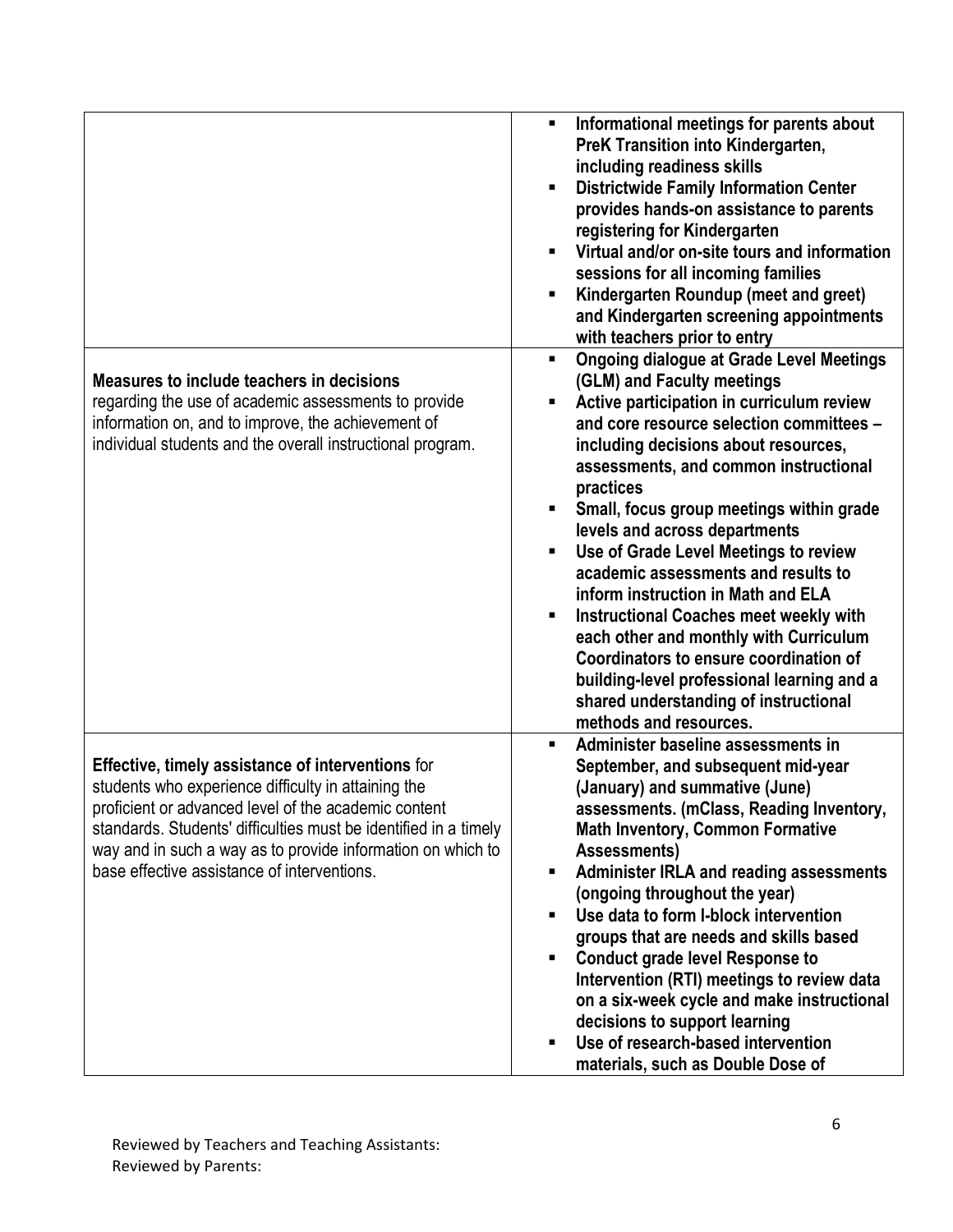| | |
|---|---|
| | ▪ **Informational meetings for parents about PreK Transition into Kindergarten, including readiness skills**<br>▪ **Districtwide Family Information Center provides hands-on assistance to parents registering for Kindergarten**<br>▪ **Virtual and/or on-site tours and information sessions for all incoming families**<br>▪ **Kindergarten Roundup (meet and greet) and Kindergarten screening appointments with teachers prior to entry** |
| **Measures to include teachers in decisions** regarding the use of academic assessments to provide information on, and to improve, the achievement of individual students and the overall instructional program. | ▪ **Ongoing dialogue at Grade Level Meetings (GLM) and Faculty meetings**<br>▪ **Active participation in curriculum review and core resource selection committees – including decisions about resources, assessments, and common instructional practices**<br>▪ **Small, focus group meetings within grade levels and across departments**<br>▪ **Use of Grade Level Meetings to review academic assessments and results to inform instruction in Math and ELA**<br>▪ **Instructional Coaches meet weekly with each other and monthly with Curriculum Coordinators to ensure coordination of building-level professional learning and a shared understanding of instructional methods and resources.** |
| **Effective, timely assistance of interventions** for students who experience difficulty in attaining the proficient or advanced level of the academic content standards. Students' difficulties must be identified in a timely way and in such a way as to provide information on which to base effective assistance of interventions. | ▪ **Administer baseline assessments in September, and subsequent mid-year (January) and summative (June) assessments. (mClass, Reading Inventory, Math Inventory, Common Formative Assessments)**<br>▪ **Administer IRLA and reading assessments (ongoing throughout the year)**<br>▪ **Use data to form I-block intervention groups that are needs and skills based**<br>▪ **Conduct grade level Response to Intervention (RTI) meetings to review data on a six-week cycle and make instructional decisions to support learning**<br>▪ **Use of research-based intervention materials, such as Double Dose of** |

Reviewed by Teachers and Teaching Assistants:
Reviewed by Parents: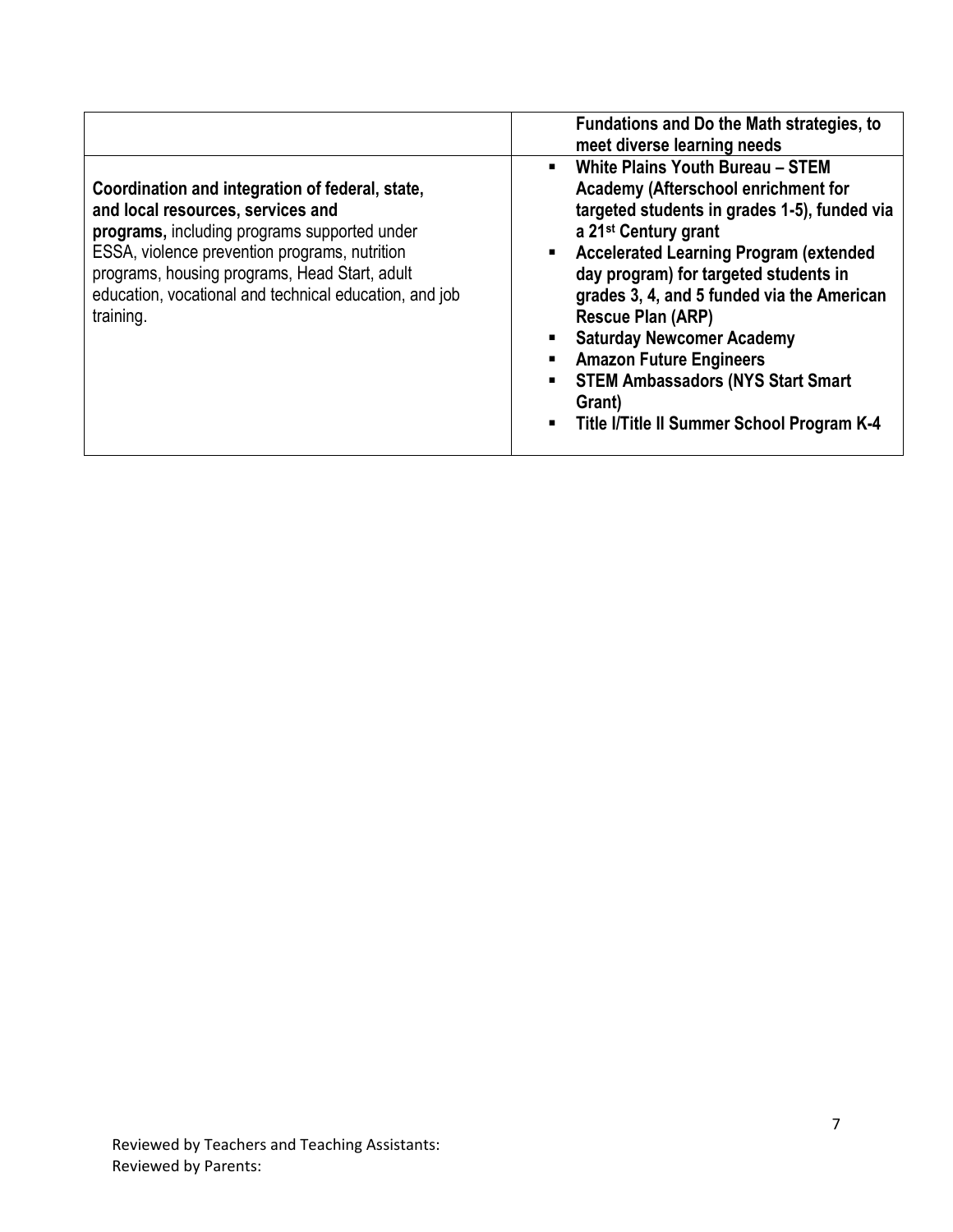| | |
|---|---|
| | **Fundations and Do the Math strategies, to meet diverse learning needs** |
| **Coordination and integration of federal, state, and local resources, services and programs,** including programs supported under ESSA, violence prevention programs, nutrition programs, housing programs, Head Start, adult education, vocational and technical education, and job training. | ▪ **White Plains Youth Bureau – STEM Academy (Afterschool enrichment for targeted students in grades 1-5), funded via a 21st Century grant**<br>▪ **Accelerated Learning Program (extended day program) for targeted students in grades 3, 4, and 5 funded via the American Rescue Plan (ARP)**<br>▪ **Saturday Newcomer Academy**<br>▪ **Amazon Future Engineers**<br>▪ **STEM Ambassadors (NYS Start Smart Grant)**<br>▪ **Title I/Title II Summer School Program K-4** |

Reviewed by Teachers and Teaching Assistants:
Reviewed by Parents: